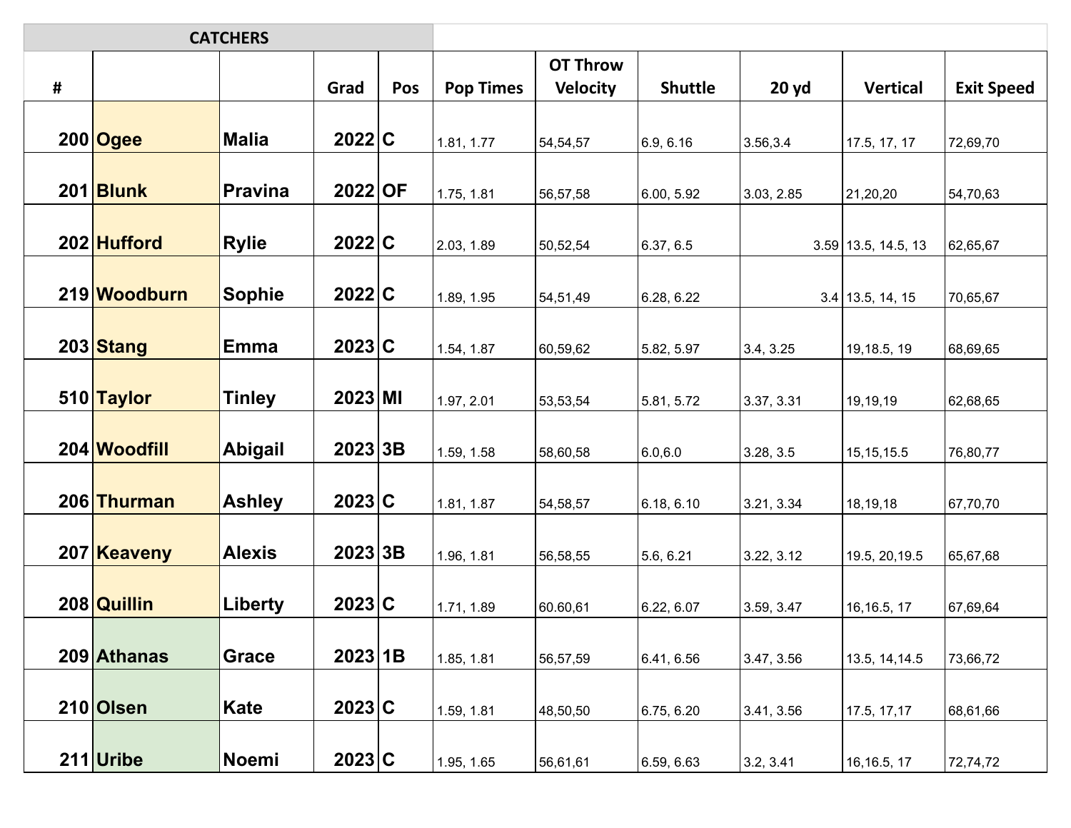| CATCHERS | | | | | | | | | | |
|---|---|---|---|---|---|---|---|---|---|---|
| # | | | Grad | Pos | Pop Times | OT Throw Velocity | Shuttle | 20 yd | Vertical | Exit Speed |
| 200 | Ogee | Malia | 2022 | C | 1.81, 1.77 | 54,54,57 | 6.9, 6.16 | 3.56,3.4 | 17.5, 17, 17 | 72,69,70 |
| 201 | Blunk | Pravina | 2022 | OF | 1.75, 1.81 | 56,57,58 | 6.00, 5.92 | 3.03, 2.85 | 21,20,20 | 54,70,63 |
| 202 | Hufford | Rylie | 2022 | C | 2.03, 1.89 | 50,52,54 | 6.37, 6.5 | 3.59 | 13.5, 14.5, 13 | 62,65,67 |
| 219 | Woodburn | Sophie | 2022 | C | 1.89, 1.95 | 54,51,49 | 6.28, 6.22 | 3.4 | 13.5, 14, 15 | 70,65,67 |
| 203 | Stang | Emma | 2023 | C | 1.54, 1.87 | 60,59,62 | 5.82, 5.97 | 3.4, 3.25 | 19,18.5, 19 | 68,69,65 |
| 510 | Taylor | Tinley | 2023 | MI | 1.97, 2.01 | 53,53,54 | 5.81, 5.72 | 3.37, 3.31 | 19,19,19 | 62,68,65 |
| 204 | Woodfill | Abigail | 2023 | 3B | 1.59, 1.58 | 58,60,58 | 6.0,6.0 | 3.28, 3.5 | 15,15,15.5 | 76,80,77 |
| 206 | Thurman | Ashley | 2023 | C | 1.81, 1.87 | 54,58,57 | 6.18, 6.10 | 3.21, 3.34 | 18,19,18 | 67,70,70 |
| 207 | Keaveny | Alexis | 2023 | 3B | 1.96, 1.81 | 56,58,55 | 5.6, 6.21 | 3.22, 3.12 | 19.5, 20,19.5 | 65,67,68 |
| 208 | Quillin | Liberty | 2023 | C | 1.71, 1.89 | 60.60,61 | 6.22, 6.07 | 3.59, 3.47 | 16,16.5, 17 | 67,69,64 |
| 209 | Athanas | Grace | 2023 | 1B | 1.85, 1.81 | 56,57,59 | 6.41, 6.56 | 3.47, 3.56 | 13.5, 14,14.5 | 73,66,72 |
| 210 | Olsen | Kate | 2023 | C | 1.59, 1.81 | 48,50,50 | 6.75, 6.20 | 3.41, 3.56 | 17.5, 17,17 | 68,61,66 |
| 211 | Uribe | Noemi | 2023 | C | 1.95, 1.65 | 56,61,61 | 6.59, 6.63 | 3.2, 3.41 | 16,16.5, 17 | 72,74,72 |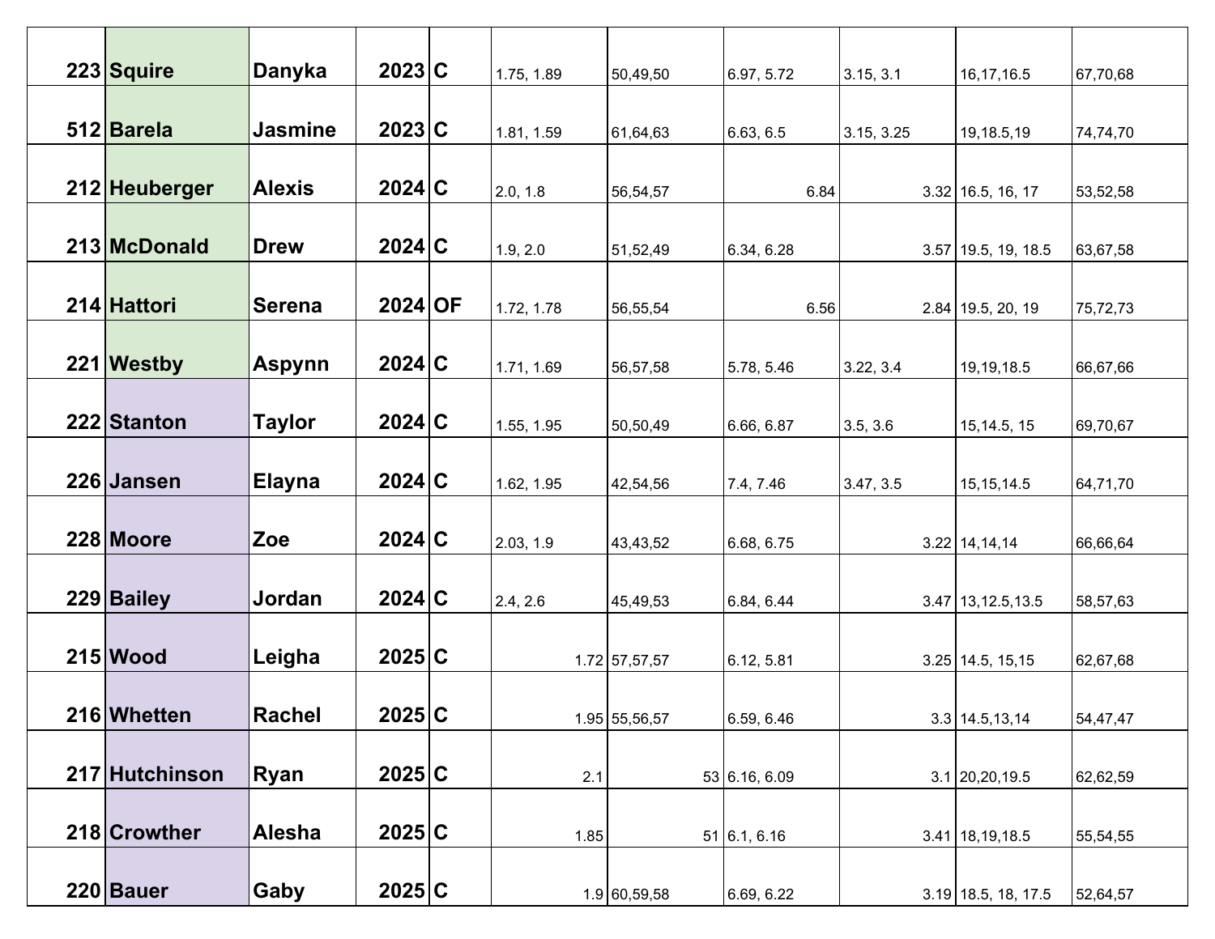| | | | | | | | | | | |
|---|---|---|---|---|---|---|---|---|---|---|
| 223 | Squire | Danyka | 2023 | C | 1.75, 1.89 | 50,49,50 | 6.97, 5.72 | 3.15, 3.1 | 16,17,16.5 | 67,70,68 |
| 512 | Barela | Jasmine | 2023 | C | 1.81, 1.59 | 61,64,63 | 6.63, 6.5 | 3.15, 3.25 | 19,18.5,19 | 74,74,70 |
| 212 | Heuberger | Alexis | 2024 | C | 2.0, 1.8 | 56,54,57 | 6.84 | 3.32 | 16.5, 16, 17 | 53,52,58 |
| 213 | McDonald | Drew | 2024 | C | 1.9, 2.0 | 51,52,49 | 6.34, 6.28 | 3.57 | 19.5, 19, 18.5 | 63,67,58 |
| 214 | Hattori | Serena | 2024 | OF | 1.72, 1.78 | 56,55,54 | 6.56 | 2.84 | 19.5, 20, 19 | 75,72,73 |
| 221 | Westby | Aspynn | 2024 | C | 1.71, 1.69 | 56,57,58 | 5.78, 5.46 | 3.22, 3.4 | 19,19,18.5 | 66,67,66 |
| 222 | Stanton | Taylor | 2024 | C | 1.55, 1.95 | 50,50,49 | 6.66, 6.87 | 3.5, 3.6 | 15,14.5, 15 | 69,70,67 |
| 226 | Jansen | Elayna | 2024 | C | 1.62, 1.95 | 42,54,56 | 7.4, 7.46 | 3.47, 3.5 | 15,15,14.5 | 64,71,70 |
| 228 | Moore | Zoe | 2024 | C | 2.03, 1.9 | 43,43,52 | 6.68, 6.75 | 3.22 | 14,14,14 | 66,66,64 |
| 229 | Bailey | Jordan | 2024 | C | 2.4, 2.6 | 45,49,53 | 6.84, 6.44 | 3.47 | 13,12.5,13.5 | 58,57,63 |
| 215 | Wood | Leigha | 2025 | C | 1.72 | 57,57,57 | 6.12, 5.81 | 3.25 | 14.5, 15,15 | 62,67,68 |
| 216 | Whetten | Rachel | 2025 | C | 1.95 | 55,56,57 | 6.59, 6.46 | 3.3 | 14.5,13,14 | 54,47,47 |
| 217 | Hutchinson | Ryan | 2025 | C | 2.1 | 53 | 6.16, 6.09 | 3.1 | 20,20,19.5 | 62,62,59 |
| 218 | Crowther | Alesha | 2025 | C | 1.85 | 51 | 6.1, 6.16 | 3.41 | 18,19,18.5 | 55,54,55 |
| 220 | Bauer | Gaby | 2025 | C | 1.9 | 60,59,58 | 6.69, 6.22 | 3.19 | 18.5, 18, 17.5 | 52,64,57 |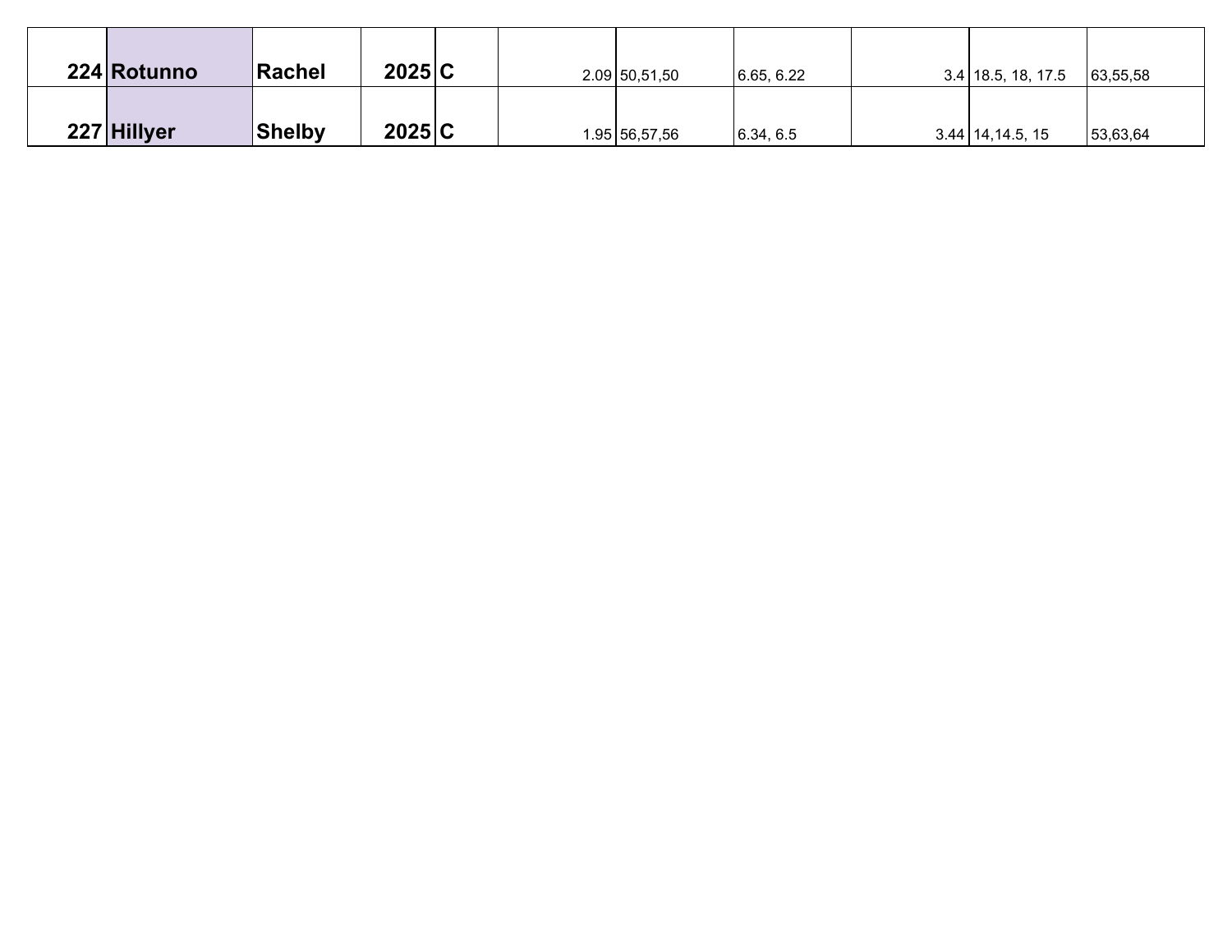| | | | | | | | | | | |
|---|---|---|---|---|---|---|---|---|---|---|
| **224** | **Rotunno** | **Rachel** | **2025** | **C** | 2.09 | 50,51,50 | 6.65, 6.22 | 3.4 | 18.5, 18, 17.5 | 63,55,58 |
| **227** | **Hillyer** | **Shelby** | **2025** | **C** | 1.95 | 56,57,56 | 6.34, 6.5 | 3.44 | 14,14.5, 15 | 53,63,64 |